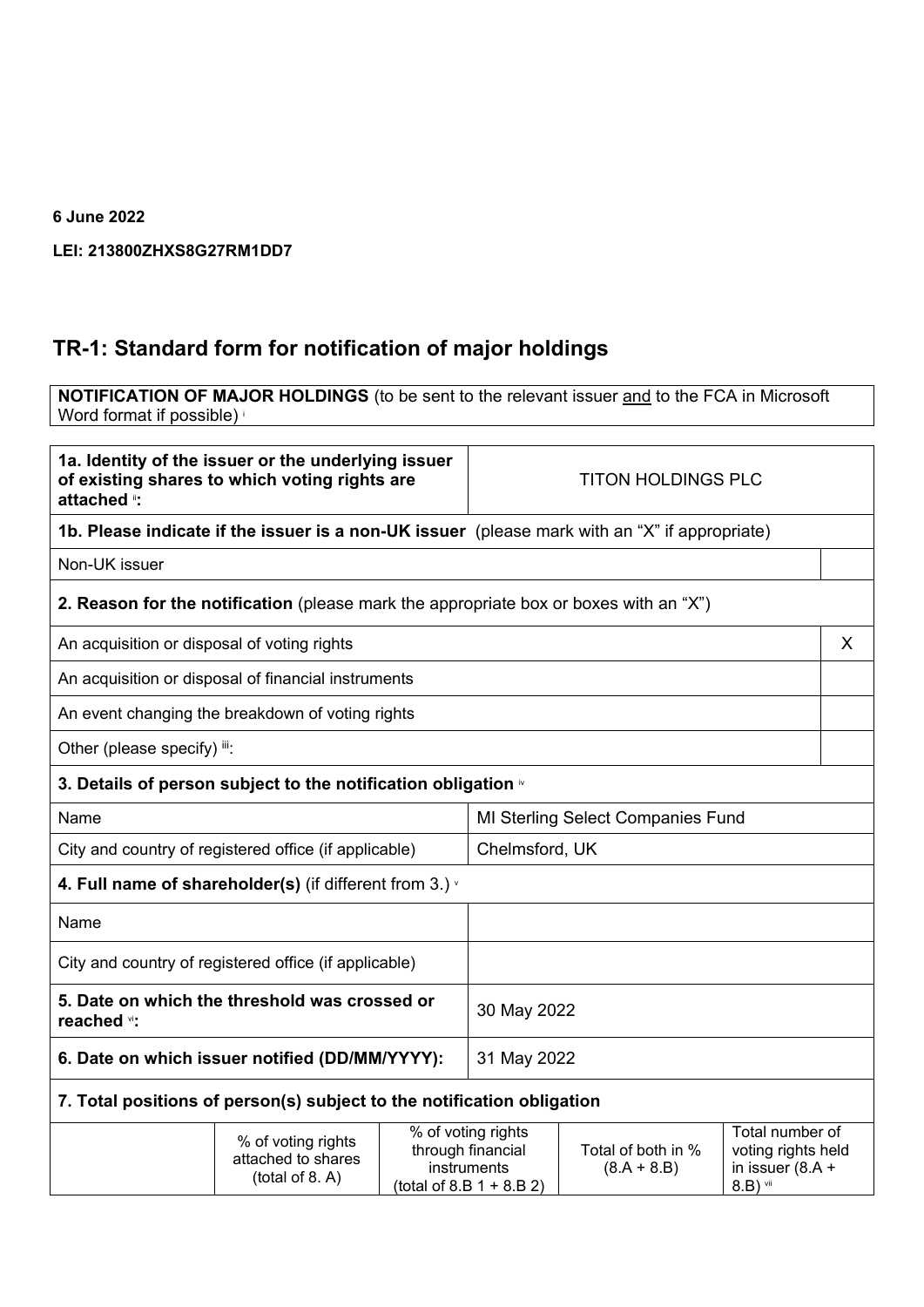**6 June 2022**

**LEI: 213800ZHXS8G27RM1DD7**

## TR-1: Standard form for notification of major holdings

| **NOTIFICATION OF MAJOR HOLDINGS** (to be sent to the relevant issuer and to the FCA in Microsoft Word format if possible) [i] |
|---|

| **1a. Identity of the issuer or the underlying issuer of existing shares to which voting rights are attached** [ii]**:** | TITON HOLDINGS PLC |
|---|---|
| **1b. Please indicate if the issuer is a non-UK issuer** (please mark with an "X" if appropriate) | |
| Non-UK issuer | |
| **2. Reason for the notification** (please mark the appropriate box or boxes with an "X") | |
| An acquisition or disposal of voting rights | X |
| An acquisition or disposal of financial instruments | |
| An event changing the breakdown of voting rights | |
| Other (please specify) [iii]: | |
| **3. Details of person subject to the notification obligation** [iv] | |
| Name | MI Sterling Select Companies Fund |
| City and country of registered office (if applicable) | Chelmsford, UK |
| **4. Full name of shareholder(s)** (if different from 3.) [v] | |
| Name | |
| City and country of registered office (if applicable) | |
| **5. Date on which the threshold was crossed or reached** [vi]**:** | 30 May 2022 |
| **6. Date on which issuer notified (DD/MM/YYYY):** | 31 May 2022 |

**7. Total positions of person(s) subject to the notification obligation**

| | % of voting rights attached to shares (total of 8. A) | % of voting rights through financial instruments (total of 8.B 1 + 8.B 2) | Total of both in % (8.A + 8.B) | Total number of voting rights held in issuer (8.A + 8.B) [vii] |
|---|---|---|---|---|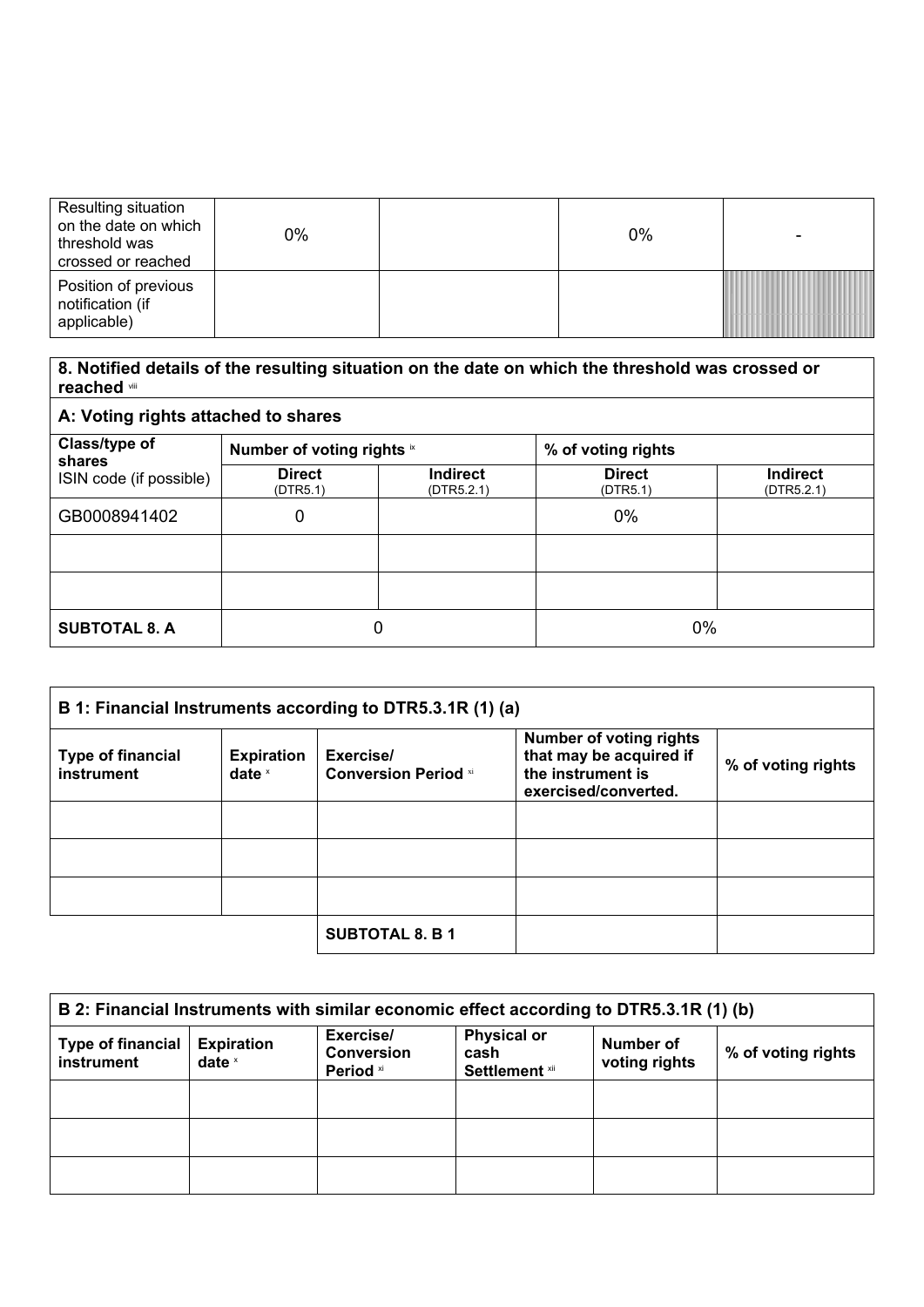| | | | | |
|---|---|---|---|---|
| Resulting situation on the date on which threshold was crossed or reached | 0% | | 0% | - |
| Position of previous notification (if applicable) | | | | |

**8. Notified details of the resulting situation on the date on which the threshold was crossed or reached** [viii]

**A: Voting rights attached to shares**

| **Class/type of shares** ISIN code (if possible) | **Number of voting rights** [ix] | | **% of voting rights** | |
|---|---|---|---|---|
| | **Direct** (DTR5.1) | **Indirect** (DTR5.2.1) | **Direct** (DTR5.1) | **Indirect** (DTR5.2.1) |
| GB0008941402 | 0 | | 0% | |
| | | | | |
| | | | | |
| **SUBTOTAL 8. A** | 0 | | 0% | |

**B 1: Financial Instruments according to DTR5.3.1R (1) (a)**

| **Type of financial instrument** | **Expiration date** [x] | **Exercise/ Conversion Period** [xi] | **Number of voting rights that may be acquired if the instrument is exercised/converted.** | **% of voting rights** |
|---|---|---|---|---|
| | | | | |
| | | | | |
| | | | | |
| | | **SUBTOTAL 8. B 1** | | |

**B 2: Financial Instruments with similar economic effect according to DTR5.3.1R (1) (b)**

| **Type of financial instrument** | **Expiration date** [x] | **Exercise/ Conversion Period** [xi] | **Physical or cash Settlement** [xii] | **Number of voting rights** | **% of voting rights** |
|---|---|---|---|---|---|
| | | | | | |
| | | | | | |
| | | | | | |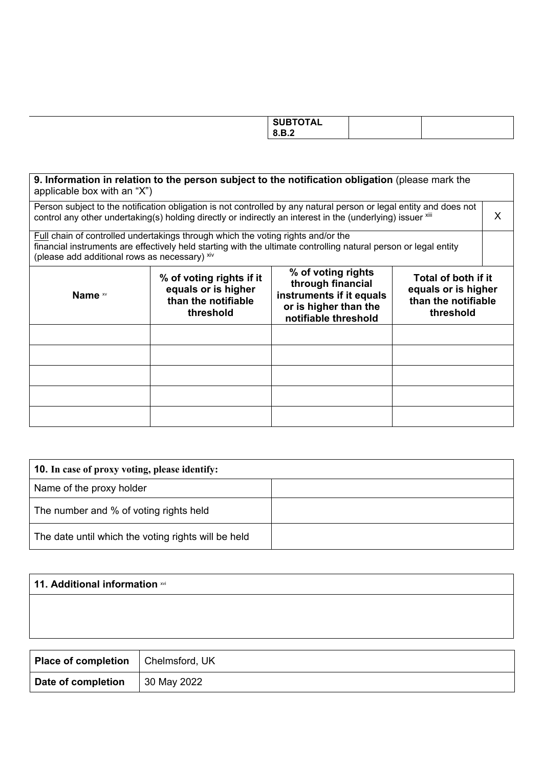| | | | |
|---|---|---|---|
| | **SUBTOTAL 8.B.2** | | |

| **9. Information in relation to the person subject to the notification obligation** (please mark the applicable box with an "X") | | | |
|---|---|---|---|
| Person subject to the notification obligation is not controlled by any natural person or legal entity and does not control any other undertaking(s) holding directly or indirectly an interest in the (underlying) issuer [xiii] | | | X |
| Full chain of controlled undertakings through which the voting rights and/or the financial instruments are effectively held starting with the ultimate controlling natural person or legal entity (please add additional rows as necessary) [xiv] | | | |
| **Name** [xv] | **% of voting rights if it equals or is higher than the notifiable threshold** | **% of voting rights through financial instruments if it equals or is higher than the notifiable threshold** | **Total of both if it equals or is higher than the notifiable threshold** |
| | | | |
| | | | |
| | | | |
| | | | |
| | | | |

| **10. In case of proxy voting, please identify:** | |
|---|---|
| Name of the proxy holder | |
| The number and % of voting rights held | |
| The date until which the voting rights will be held | |

| **11. Additional information** [xvi] |
|---|
| |

| | |
|---|---|
| **Place of completion** | Chelmsford, UK |
| **Date of completion** | 30 May 2022 |